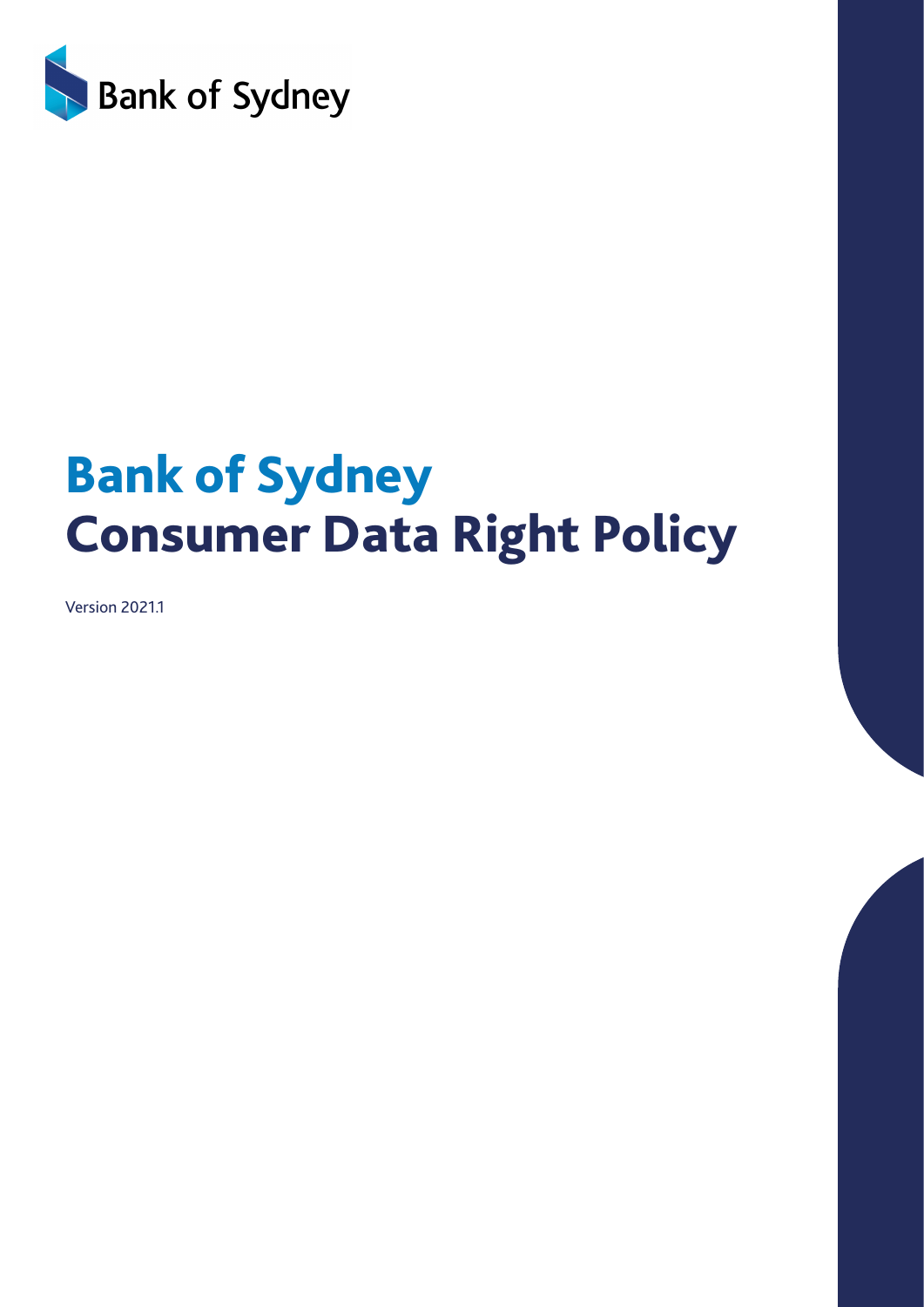Bank of Sydney

# Bank of Sydney
# Consumer Data Right Policy

Version 2021.1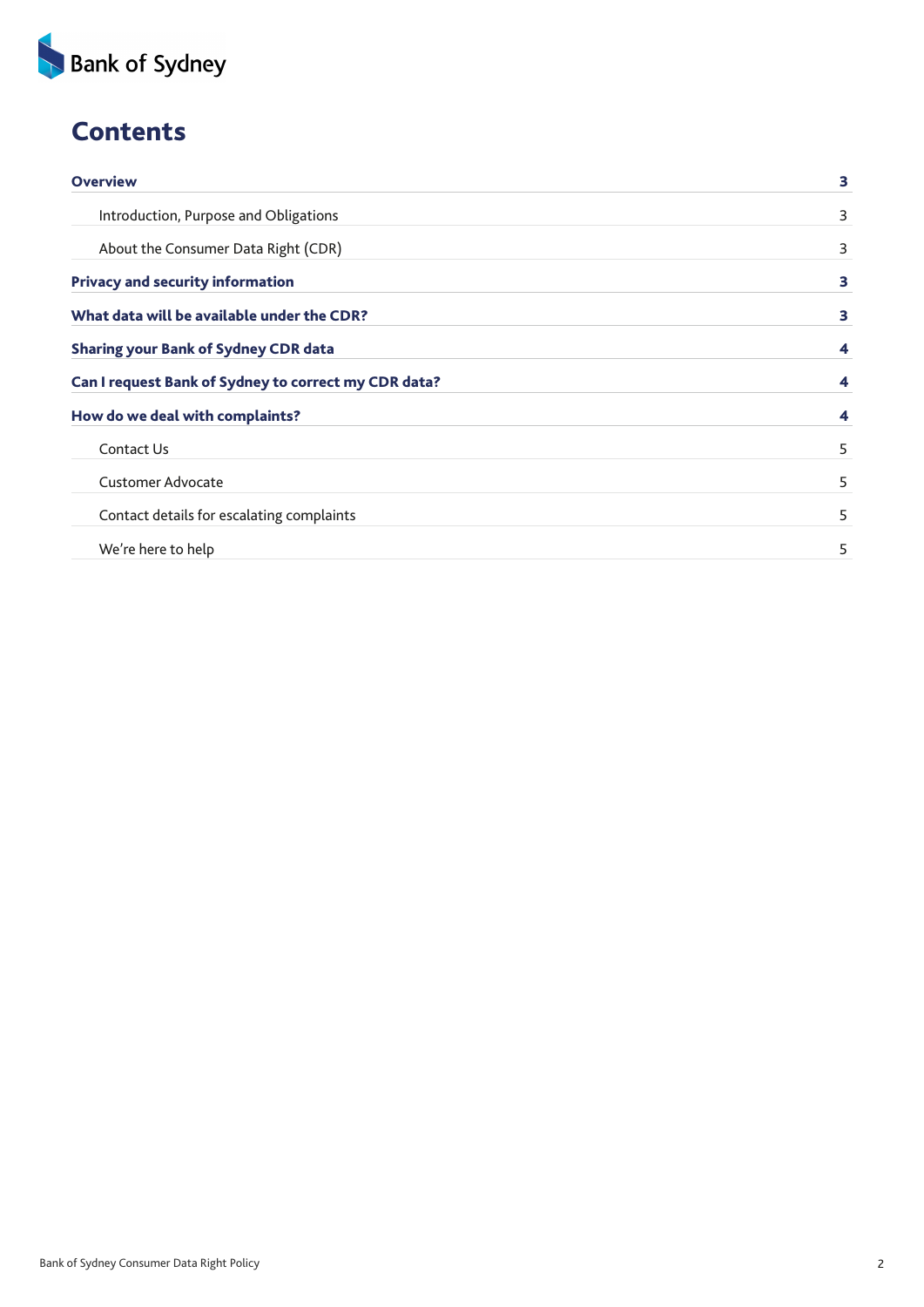# Contents

| | |
|---|---|
| **Overview** | **3** |
| Introduction, Purpose and Obligations | 3 |
| About the Consumer Data Right (CDR) | 3 |
| **Privacy and security information** | **3** |
| **What data will be available under the CDR?** | **3** |
| **Sharing your Bank of Sydney CDR data** | **4** |
| **Can I request Bank of Sydney to correct my CDR data?** | **4** |
| **How do we deal with complaints?** | **4** |
| Contact Us | 5 |
| Customer Advocate | 5 |
| Contact details for escalating complaints | 5 |
| We're here to help | 5 |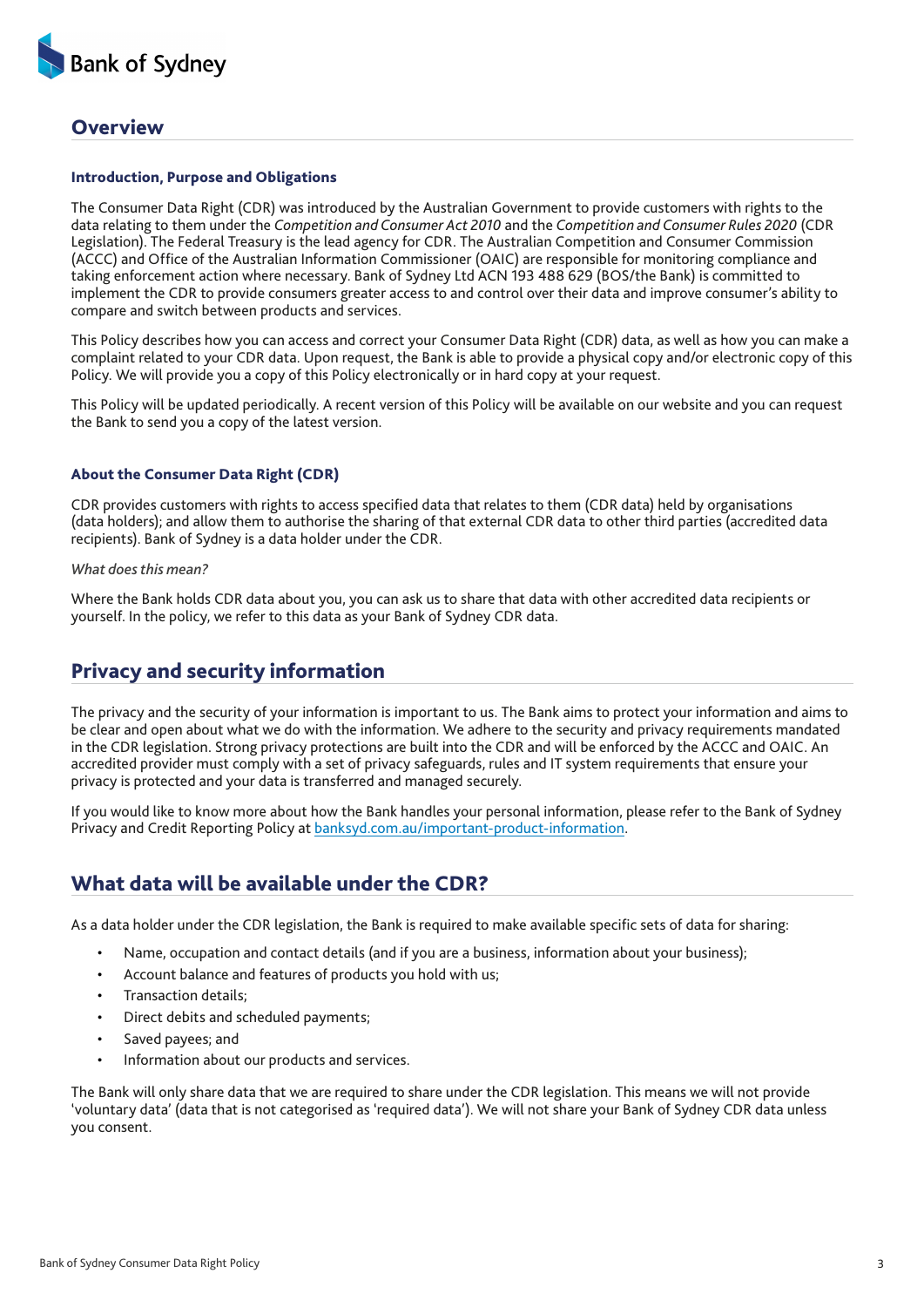## Overview

### Introduction, Purpose and Obligations

The Consumer Data Right (CDR) was introduced by the Australian Government to provide customers with rights to the data relating to them under the *Competition and Consumer Act 2010* and the *Competition and Consumer Rules 2020* (CDR Legislation). The Federal Treasury is the lead agency for CDR. The Australian Competition and Consumer Commission (ACCC) and Office of the Australian Information Commissioner (OAIC) are responsible for monitoring compliance and taking enforcement action where necessary. Bank of Sydney Ltd ACN 193 488 629 (BOS/the Bank) is committed to implement the CDR to provide consumers greater access to and control over their data and improve consumer's ability to compare and switch between products and services.

This Policy describes how you can access and correct your Consumer Data Right (CDR) data, as well as how you can make a complaint related to your CDR data. Upon request, the Bank is able to provide a physical copy and/or electronic copy of this Policy. We will provide you a copy of this Policy electronically or in hard copy at your request.

This Policy will be updated periodically. A recent version of this Policy will be available on our website and you can request the Bank to send you a copy of the latest version.

### About the Consumer Data Right (CDR)

CDR provides customers with rights to access specified data that relates to them (CDR data) held by organisations (data holders); and allow them to authorise the sharing of that external CDR data to other third parties (accredited data recipients). Bank of Sydney is a data holder under the CDR.

*What does this mean?*

Where the Bank holds CDR data about you, you can ask us to share that data with other accredited data recipients or yourself. In the policy, we refer to this data as your Bank of Sydney CDR data.

## Privacy and security information

The privacy and the security of your information is important to us. The Bank aims to protect your information and aims to be clear and open about what we do with the information. We adhere to the security and privacy requirements mandated in the CDR legislation. Strong privacy protections are built into the CDR and will be enforced by the ACCC and OAIC. An accredited provider must comply with a set of privacy safeguards, rules and IT system requirements that ensure your privacy is protected and your data is transferred and managed securely.

If you would like to know more about how the Bank handles your personal information, please refer to the Bank of Sydney Privacy and Credit Reporting Policy at banksyd.com.au/important-product-information.

## What data will be available under the CDR?

As a data holder under the CDR legislation, the Bank is required to make available specific sets of data for sharing:

- Name, occupation and contact details (and if you are a business, information about your business);
- Account balance and features of products you hold with us;
- Transaction details;
- Direct debits and scheduled payments;
- Saved payees; and
- Information about our products and services.

The Bank will only share data that we are required to share under the CDR legislation. This means we will not provide 'voluntary data' (data that is not categorised as 'required data'). We will not share your Bank of Sydney CDR data unless you consent.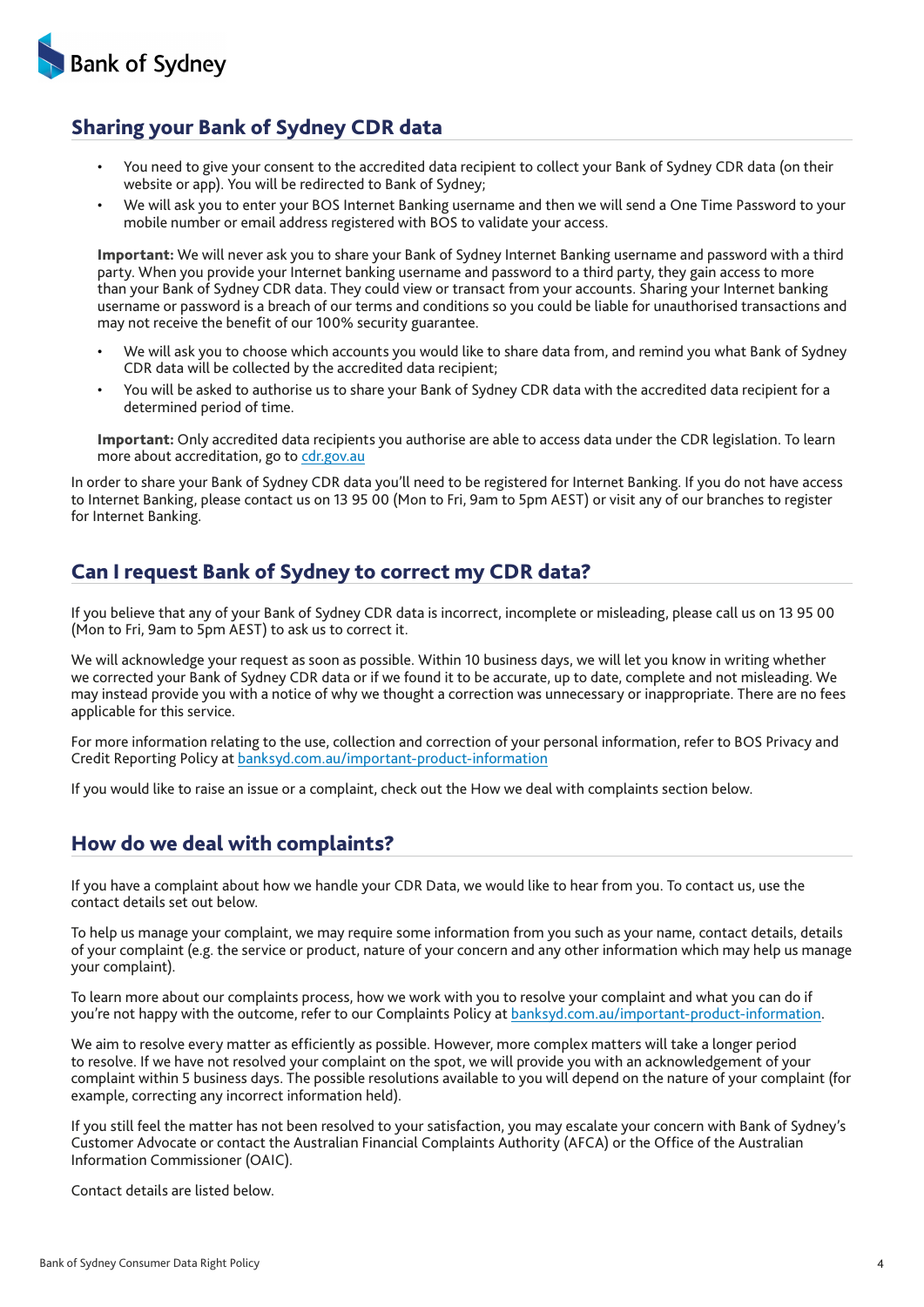## Sharing your Bank of Sydney CDR data

- You need to give your consent to the accredited data recipient to collect your Bank of Sydney CDR data (on their website or app). You will be redirected to Bank of Sydney;
- We will ask you to enter your BOS Internet Banking username and then we will send a One Time Password to your mobile number or email address registered with BOS to validate your access.

**Important:** We will never ask you to share your Bank of Sydney Internet Banking username and password with a third party. When you provide your Internet banking username and password to a third party, they gain access to more than your Bank of Sydney CDR data. They could view or transact from your accounts. Sharing your Internet banking username or password is a breach of our terms and conditions so you could be liable for unauthorised transactions and may not receive the benefit of our 100% security guarantee.

- We will ask you to choose which accounts you would like to share data from, and remind you what Bank of Sydney CDR data will be collected by the accredited data recipient;
- You will be asked to authorise us to share your Bank of Sydney CDR data with the accredited data recipient for a determined period of time.

**Important:** Only accredited data recipients you authorise are able to access data under the CDR legislation. To learn more about accreditation, go to cdr.gov.au

In order to share your Bank of Sydney CDR data you'll need to be registered for Internet Banking. If you do not have access to Internet Banking, please contact us on 13 95 00 (Mon to Fri, 9am to 5pm AEST) or visit any of our branches to register for Internet Banking.

## Can I request Bank of Sydney to correct my CDR data?

If you believe that any of your Bank of Sydney CDR data is incorrect, incomplete or misleading, please call us on 13 95 00 (Mon to Fri, 9am to 5pm AEST) to ask us to correct it.

We will acknowledge your request as soon as possible. Within 10 business days, we will let you know in writing whether we corrected your Bank of Sydney CDR data or if we found it to be accurate, up to date, complete and not misleading. We may instead provide you with a notice of why we thought a correction was unnecessary or inappropriate. There are no fees applicable for this service.

For more information relating to the use, collection and correction of your personal information, refer to BOS Privacy and Credit Reporting Policy at banksyd.com.au/important-product-information

If you would like to raise an issue or a complaint, check out the How we deal with complaints section below.

## How do we deal with complaints?

If you have a complaint about how we handle your CDR Data, we would like to hear from you. To contact us, use the contact details set out below.

To help us manage your complaint, we may require some information from you such as your name, contact details, details of your complaint (e.g. the service or product, nature of your concern and any other information which may help us manage your complaint).

To learn more about our complaints process, how we work with you to resolve your complaint and what you can do if you're not happy with the outcome, refer to our Complaints Policy at banksyd.com.au/important-product-information.

We aim to resolve every matter as efficiently as possible. However, more complex matters will take a longer period to resolve. If we have not resolved your complaint on the spot, we will provide you with an acknowledgement of your complaint within 5 business days. The possible resolutions available to you will depend on the nature of your complaint (for example, correcting any incorrect information held).

If you still feel the matter has not been resolved to your satisfaction, you may escalate your concern with Bank of Sydney's Customer Advocate or contact the Australian Financial Complaints Authority (AFCA) or the Office of the Australian Information Commissioner (OAIC).

Contact details are listed below.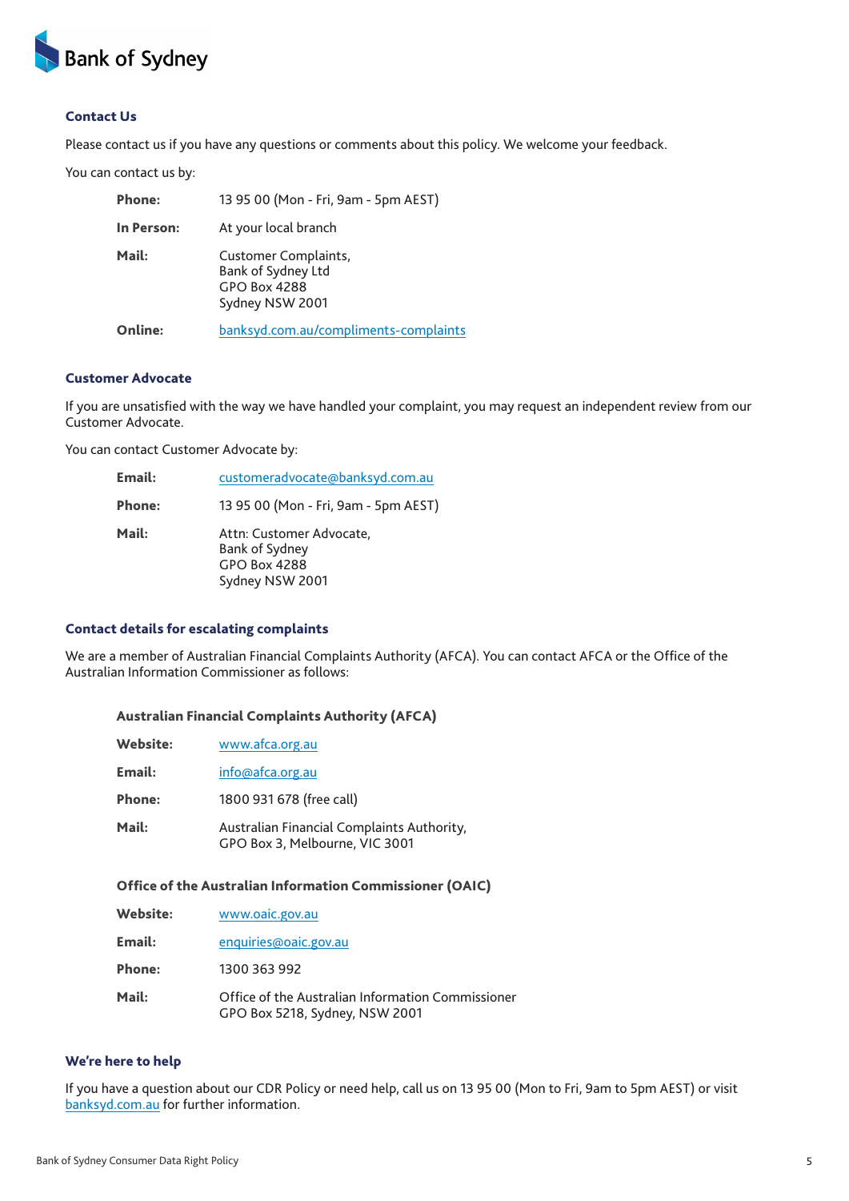## Contact Us

Please contact us if you have any questions or comments about this policy. We welcome your feedback.

You can contact us by:

| | |
|---|---|
| **Phone:** | 13 95 00 (Mon - Fri, 9am - 5pm AEST) |
| **In Person:** | At your local branch |
| **Mail:** | Customer Complaints,<br>Bank of Sydney Ltd<br>GPO Box 4288<br>Sydney NSW 2001 |
| **Online:** | banksyd.com.au/compliments-complaints |

## Customer Advocate

If you are unsatisfied with the way we have handled your complaint, you may request an independent review from our Customer Advocate.

You can contact Customer Advocate by:

| | |
|---|---|
| **Email:** | customeradvocate@banksyd.com.au |
| **Phone:** | 13 95 00 (Mon - Fri, 9am - 5pm AEST) |
| **Mail:** | Attn: Customer Advocate,<br>Bank of Sydney<br>GPO Box 4288<br>Sydney NSW 2001 |

## Contact details for escalating complaints

We are a member of Australian Financial Complaints Authority (AFCA). You can contact AFCA or the Office of the Australian Information Commissioner as follows:

### Australian Financial Complaints Authority (AFCA)

| | |
|---|---|
| **Website:** | www.afca.org.au |
| **Email:** | info@afca.org.au |
| **Phone:** | 1800 931 678 (free call) |
| **Mail:** | Australian Financial Complaints Authority,<br>GPO Box 3, Melbourne, VIC 3001 |

### Office of the Australian Information Commissioner (OAIC)

| | |
|---|---|
| **Website:** | www.oaic.gov.au |
| **Email:** | enquiries@oaic.gov.au |
| **Phone:** | 1300 363 992 |
| **Mail:** | Office of the Australian Information Commissioner<br>GPO Box 5218, Sydney, NSW 2001 |

## We're here to help

If you have a question about our CDR Policy or need help, call us on 13 95 00 (Mon to Fri, 9am to 5pm AEST) or visit banksyd.com.au for further information.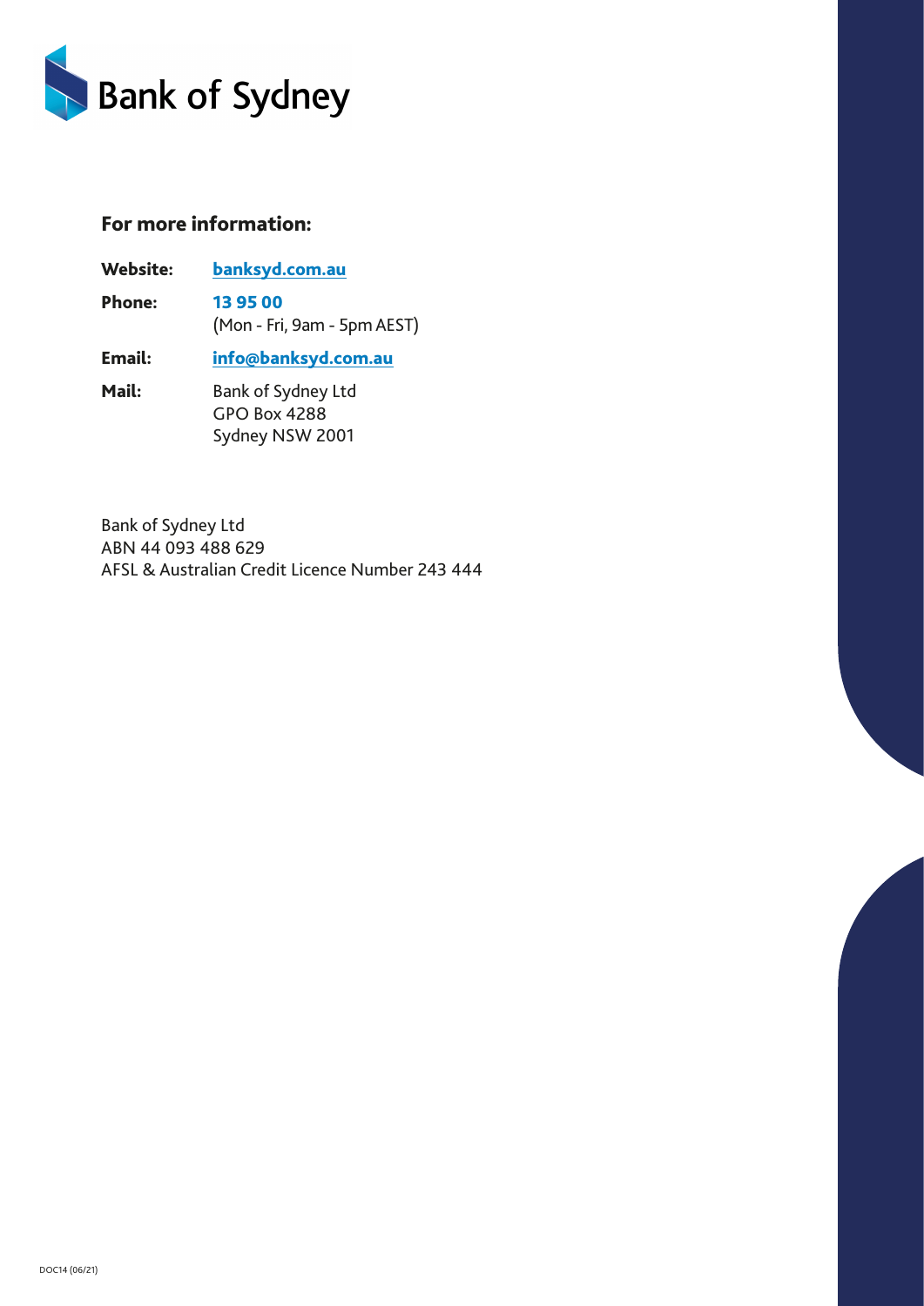Bank of Sydney

## For more information:

**Website:** [banksyd.com.au](banksyd.com.au)

**Phone:** **13 95 00**
(Mon - Fri, 9am - 5pm AEST)

**Email:** [info@banksyd.com.au](mailto:info@banksyd.com.au)

**Mail:** Bank of Sydney Ltd
GPO Box 4288
Sydney NSW 2001

Bank of Sydney Ltd
ABN 44 093 488 629
AFSL & Australian Credit Licence Number 243 444

DOC14 (06/21)